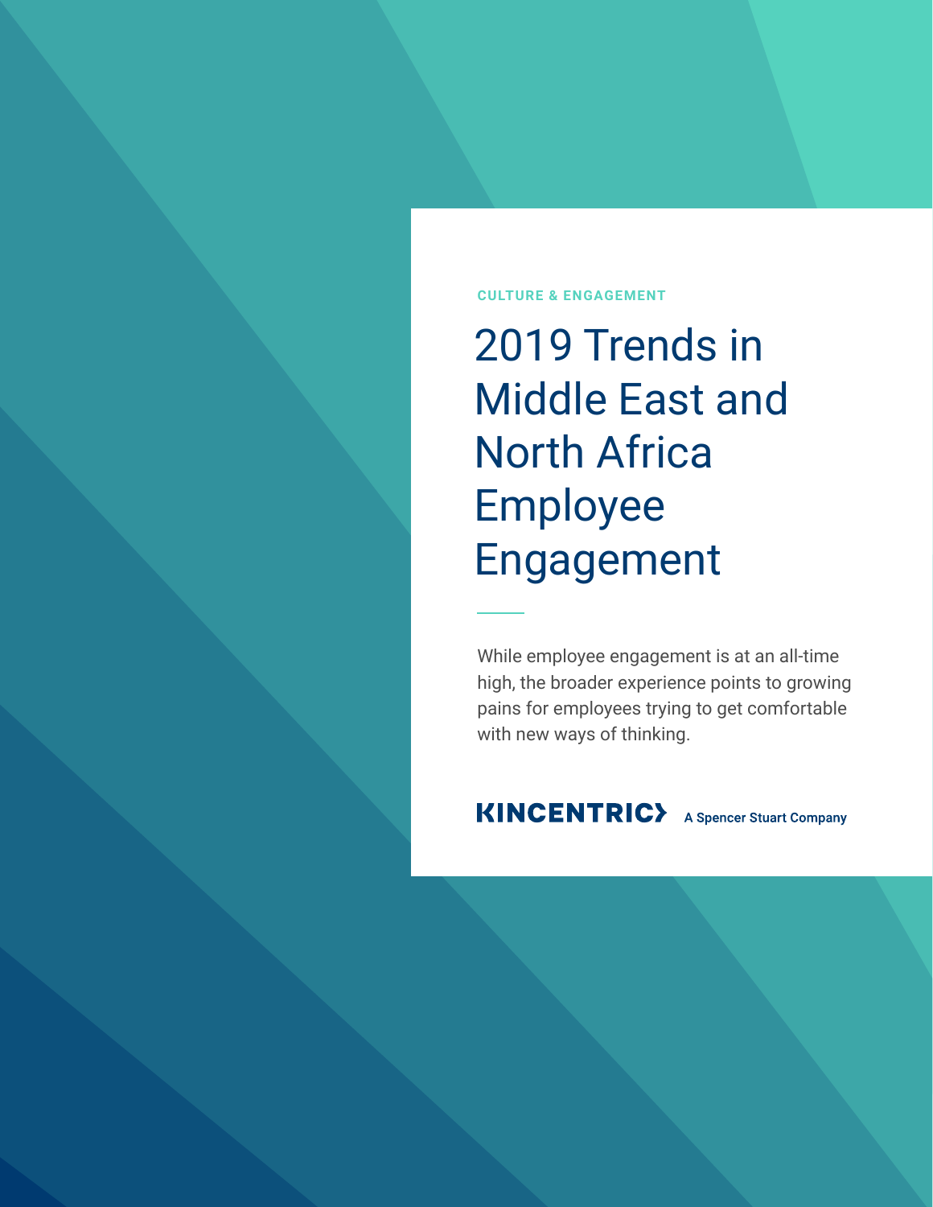CULTURE & ENGAGEMENT

# 2019 Trends in Middle East and North Africa Employee Engagement

While employee engagement is at an all-time high, the broader experience points to growing pains for employees trying to get comfortable with new ways of thinking.

KINCENTRIC A Spencer Stuart Company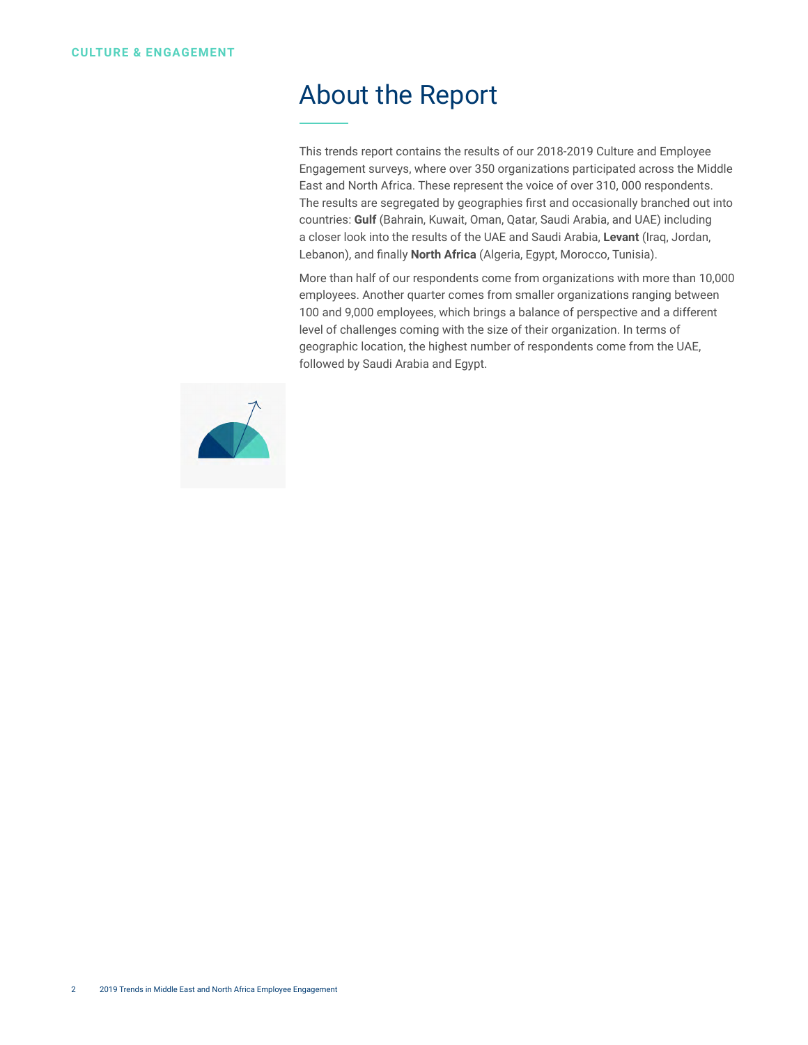# About the Report

This trends report contains the results of our 2018-2019 Culture and Employee Engagement surveys, where over 350 organizations participated across the Middle East and North Africa. These represent the voice of over 310, 000 respondents. The results are segregated by geographies first and occasionally branched out into countries: **Gulf** (Bahrain, Kuwait, Oman, Qatar, Saudi Arabia, and UAE) including a closer look into the results of the UAE and Saudi Arabia, **Levant** (Iraq, Jordan, Lebanon), and finally **North Africa** (Algeria, Egypt, Morocco, Tunisia).

More than half of our respondents come from organizations with more than 10,000 employees. Another quarter comes from smaller organizations ranging between 100 and 9,000 employees, which brings a balance of perspective and a different level of challenges coming with the size of their organization. In terms of geographic location, the highest number of respondents come from the UAE, followed by Saudi Arabia and Egypt.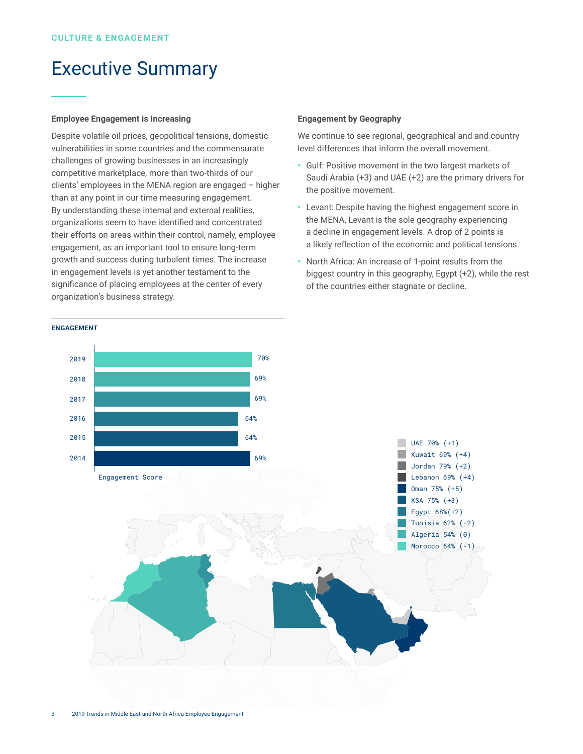CULTURE & ENGAGEMENT

# Executive Summary

### Employee Engagement is Increasing

Despite volatile oil prices, geopolitical tensions, domestic vulnerabilities in some countries and the commensurate challenges of growing businesses in an increasingly competitive marketplace, more than two-thirds of our clients' employees in the MENA region are engaged – higher than at any point in our time measuring engagement. By understanding these internal and external realities, organizations seem to have identified and concentrated their efforts on areas within their control, namely, employee engagement, as an important tool to ensure long-term growth and success during turbulent times. The increase in engagement levels is yet another testament to the significance of placing employees at the center of every organization's business strategy.

### Engagement by Geography

We continue to see regional, geographical and and country level differences that inform the overall movement.

- Gulf: Positive movement in the two largest markets of Saudi Arabia (+3) and UAE (+2) are the primary drivers for the positive movement.
- Levant: Despite having the highest engagement score in the MENA, Levant is the sole geography experiencing a decline in engagement levels. A drop of 2 points is a likely reflection of the economic and political tensions.
- North Africa: An increase of 1-point results from the biggest country in this geography, Egypt (+2), while the rest of the countries either stagnate or decline.

**ENGAGEMENT**

| Year | Engagement Score |
|---|---|
| 2019 | 70% |
| 2018 | 69% |
| 2017 | 69% |
| 2016 | 64% |
| 2015 | 64% |
| 2014 | 69% |

| Country | Score (Change) |
|---|---|
| UAE | 70% (+1) |
| Kuwait | 69% (+4) |
| Jordan | 79% (+2) |
| Lebanon | 69% (+4) |
| Oman | 75% (+5) |
| KSA | 75% (+3) |
| Egypt | 68%(+2) |
| Tunisia | 62% (-2) |
| Algeria | 54% (0) |
| Morocco | 64% (-1) |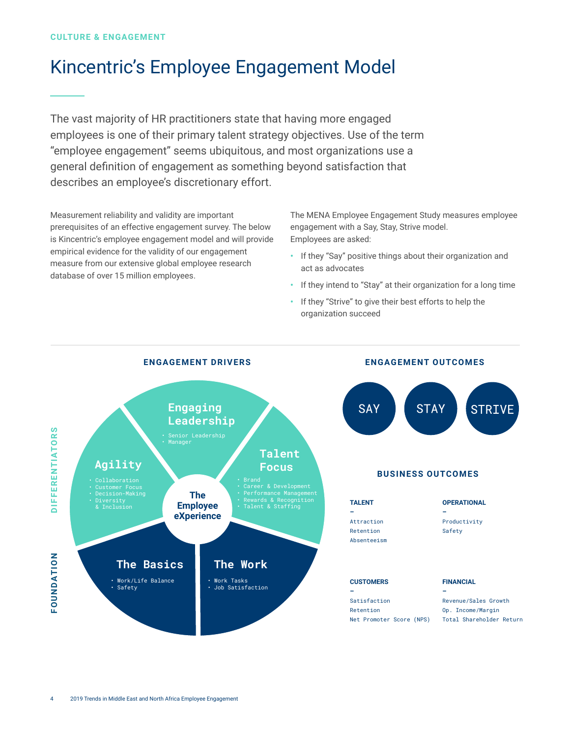CULTURE & ENGAGEMENT

# Kincentric's Employee Engagement Model

The vast majority of HR practitioners state that having more engaged employees is one of their primary talent strategy objectives. Use of the term "employee engagement" seems ubiquitous, and most organizations use a general definition of engagement as something beyond satisfaction that describes an employee's discretionary effort.

Measurement reliability and validity are important prerequisites of an effective engagement survey. The below is Kincentric's employee engagement model and will provide empirical evidence for the validity of our engagement measure from our extensive global employee research database of over 15 million employees.

The MENA Employee Engagement Study measures employee engagement with a Say, Stay, Strive model. Employees are asked:

- If they "Say" positive things about their organization and act as advocates
- If they intend to "Stay" at their organization for a long time
- If they "Strive" to give their best efforts to help the organization succeed

## ENGAGEMENT DRIVERS

**The Employee eXperience**

**DIFFERENTIATORS**

**Engaging Leadership**
- Senior Leadership
- Manager

**Talent Focus**
- Brand
- Career & Development
- Performance Management
- Rewards & Recognition
- Talent & Staffing

**Agility**
- Collaboration
- Customer Focus
- Decision-Making
- Diversity & Inclusion

**FOUNDATION**

**The Basics**
- Work/Life Balance
- Safety

**The Work**
- Work Tasks
- Job Satisfaction

## ENGAGEMENT OUTCOMES

SAY | STAY | STRIVE

## BUSINESS OUTCOMES

**TALENT**
–
Attraction
Retention
Absenteeism

**OPERATIONAL**
–
Productivity
Safety

**CUSTOMERS**
–
Satisfaction
Retention
Net Promoter Score (NPS)

**FINANCIAL**
–
Revenue/Sales Growth
Op. Income/Margin
Total Shareholder Return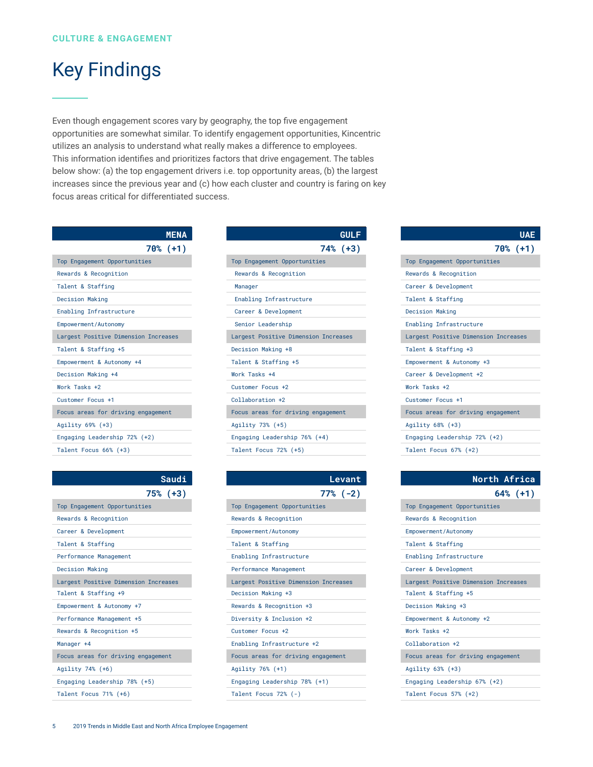CULTURE & ENGAGEMENT

# Key Findings

Even though engagement scores vary by geography, the top five engagement opportunities are somewhat similar. To identify engagement opportunities, Kincentric utilizes an analysis to understand what really makes a difference to employees. This information identifies and prioritizes factors that drive engagement. The tables below show: (a) the top engagement drivers i.e. top opportunity areas, (b) the largest increases since the previous year and (c) how each cluster and country is faring on key focus areas critical for differentiated success.

| MENA |
|---|
| **70% (+1)** |
| Top Engagement Opportunities |
| Rewards & Recognition |
| Talent & Staffing |
| Decision Making |
| Enabling Infrastructure |
| Empowerment/Autonomy |
| Largest Positive Dimension Increases |
| Talent & Staffing +5 |
| Empowerment & Autonomy +4 |
| Decision Making +4 |
| Work Tasks +2 |
| Customer Focus +1 |
| Focus areas for driving engagement |
| Agility 69% (+3) |
| Engaging Leadership 72% (+2) |
| Talent Focus 66% (+3) |

| GULF |
|---|
| **74% (+3)** |
| Top Engagement Opportunities |
| Rewards & Recognition |
| Manager |
| Enabling Infrastructure |
| Career & Development |
| Senior Leadership |
| Largest Positive Dimension Increases |
| Decision Making +8 |
| Talent & Staffing +5 |
| Work Tasks +4 |
| Customer Focus +2 |
| Collaboration +2 |
| Focus areas for driving engagement |
| Agility 73% (+5) |
| Engaging Leadership 76% (+4) |
| Talent Focus 72% (+5) |

| UAE |
|---|
| **70% (+1)** |
| Top Engagement Opportunities |
| Rewards & Recognition |
| Career & Development |
| Talent & Staffing |
| Decision Making |
| Enabling Infrastructure |
| Largest Positive Dimension Increases |
| Talent & Staffing +3 |
| Empowerment & Autonomy +3 |
| Career & Development +2 |
| Work Tasks +2 |
| Customer Focus +1 |
| Focus areas for driving engagement |
| Agility 68% (+3) |
| Engaging Leadership 72% (+2) |
| Talent Focus 67% (+2) |

| Saudi |
|---|
| **75% (+3)** |
| Top Engagement Opportunities |
| Rewards & Recognition |
| Career & Development |
| Talent & Staffing |
| Performance Management |
| Decision Making |
| Largest Positive Dimension Increases |
| Talent & Staffing +9 |
| Empowerment & Autonomy +7 |
| Performance Management +5 |
| Rewards & Recognition +5 |
| Manager +4 |
| Focus areas for driving engagement |
| Agility 74% (+6) |
| Engaging Leadership 78% (+5) |
| Talent Focus 71% (+6) |

| Levant |
|---|
| **77% (-2)** |
| Top Engagement Opportunities |
| Rewards & Recognition |
| Empowerment/Autonomy |
| Talent & Staffing |
| Enabling Infrastructure |
| Performance Management |
| Largest Positive Dimension Increases |
| Decision Making +3 |
| Rewards & Recognition +3 |
| Diversity & Inclusion +2 |
| Customer Focus +2 |
| Enabling Infrastructure +2 |
| Focus areas for driving engagement |
| Agility 76% (+1) |
| Engaging Leadership 78% (+1) |
| Talent Focus 72% (-) |

| North Africa |
|---|
| **64% (+1)** |
| Top Engagement Opportunities |
| Rewards & Recognition |
| Empowerment/Autonomy |
| Talent & Staffing |
| Enabling Infrastructure |
| Career & Development |
| Largest Positive Dimension Increases |
| Talent & Staffing +5 |
| Decision Making +3 |
| Empowerment & Autonomy +2 |
| Work Tasks +2 |
| Collaboration +2 |
| Focus areas for driving engagement |
| Agility 63% (+3) |
| Engaging Leadership 67% (+2) |
| Talent Focus 57% (+2) |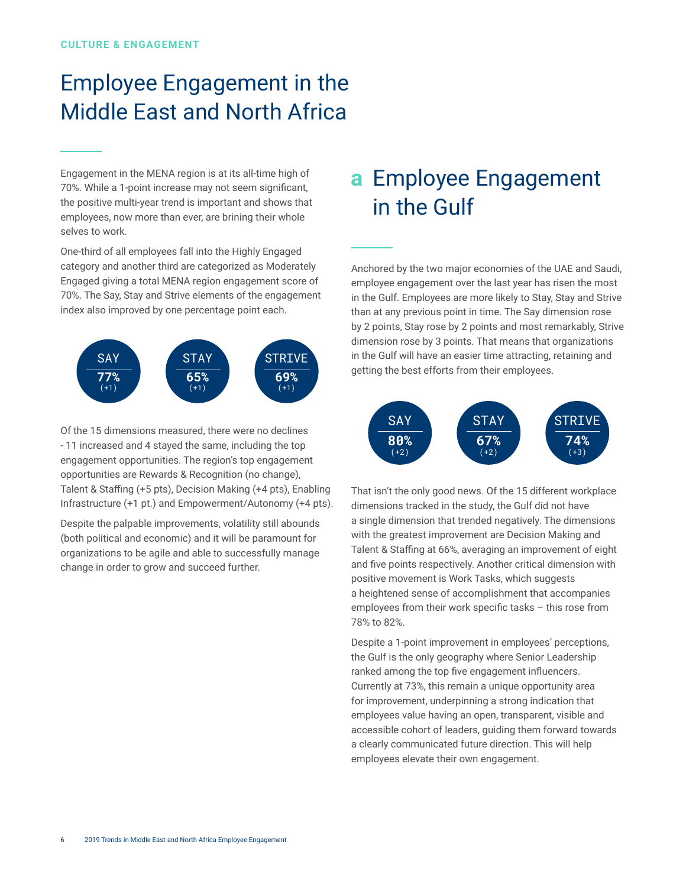CULTURE & ENGAGEMENT

# Employee Engagement in the Middle East and North Africa

Engagement in the MENA region is at its all-time high of 70%. While a 1-point increase may not seem significant, the positive multi-year trend is important and shows that employees, now more than ever, are brining their whole selves to work.

One-third of all employees fall into the Highly Engaged category and another third are categorized as Moderately Engaged giving a total MENA region engagement score of 70%. The Say, Stay and Strive elements of the engagement index also improved by one percentage point each.

| SAY | STAY | STRIVE |
|---|---|---|
| **77%** (+1) | **65%** (+1) | **69%** (+1) |

Of the 15 dimensions measured, there were no declines - 11 increased and 4 stayed the same, including the top engagement opportunities. The region's top engagement opportunities are Rewards & Recognition (no change), Talent & Staffing (+5 pts), Decision Making (+4 pts), Enabling Infrastructure (+1 pt.) and Empowerment/Autonomy (+4 pts).

Despite the palpable improvements, volatility still abounds (both political and economic) and it will be paramount for organizations to be agile and able to successfully manage change in order to grow and succeed further.

## a Employee Engagement in the Gulf

Anchored by the two major economies of the UAE and Saudi, employee engagement over the last year has risen the most in the Gulf. Employees are more likely to Stay, Stay and Strive than at any previous point in time. The Say dimension rose by 2 points, Stay rose by 2 points and most remarkably, Strive dimension rose by 3 points. That means that organizations in the Gulf will have an easier time attracting, retaining and getting the best efforts from their employees.

| SAY | STAY | STRIVE |
|---|---|---|
| **80%** (+2) | **67%** (+2) | **74%** (+3) |

That isn't the only good news. Of the 15 different workplace dimensions tracked in the study, the Gulf did not have a single dimension that trended negatively. The dimensions with the greatest improvement are Decision Making and Talent & Staffing at 66%, averaging an improvement of eight and five points respectively. Another critical dimension with positive movement is Work Tasks, which suggests a heightened sense of accomplishment that accompanies employees from their work specific tasks – this rose from 78% to 82%.

Despite a 1-point improvement in employees' perceptions, the Gulf is the only geography where Senior Leadership ranked among the top five engagement influencers. Currently at 73%, this remain a unique opportunity area for improvement, underpinning a strong indication that employees value having an open, transparent, visible and accessible cohort of leaders, guiding them forward towards a clearly communicated future direction. This will help employees elevate their own engagement.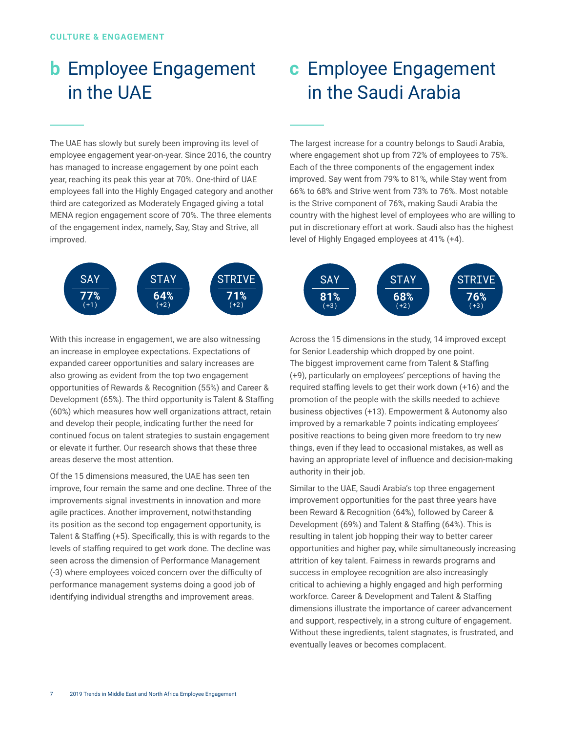CULTURE & ENGAGEMENT

## b Employee Engagement in the UAE

The UAE has slowly but surely been improving its level of employee engagement year-on-year. Since 2016, the country has managed to increase engagement by one point each year, reaching its peak this year at 70%. One-third of UAE employees fall into the Highly Engaged category and another third are categorized as Moderately Engaged giving a total MENA region engagement score of 70%. The three elements of the engagement index, namely, Say, Stay and Strive, all improved.

| SAY | STAY | STRIVE |
|---|---|---|
| 77% (+1) | 64% (+2) | 71% (+2) |

With this increase in engagement, we are also witnessing an increase in employee expectations. Expectations of expanded career opportunities and salary increases are also growing as evident from the top two engagement opportunities of Rewards & Recognition (55%) and Career & Development (65%). The third opportunity is Talent & Staffing (60%) which measures how well organizations attract, retain and develop their people, indicating further the need for continued focus on talent strategies to sustain engagement or elevate it further. Our research shows that these three areas deserve the most attention.

Of the 15 dimensions measured, the UAE has seen ten improve, four remain the same and one decline. Three of the improvements signal investments in innovation and more agile practices. Another improvement, notwithstanding its position as the second top engagement opportunity, is Talent & Staffing (+5). Specifically, this is with regards to the levels of staffing required to get work done. The decline was seen across the dimension of Performance Management (-3) where employees voiced concern over the difficulty of performance management systems doing a good job of identifying individual strengths and improvement areas.

## c Employee Engagement in the Saudi Arabia

The largest increase for a country belongs to Saudi Arabia, where engagement shot up from 72% of employees to 75%. Each of the three components of the engagement index improved. Say went from 79% to 81%, while Stay went from 66% to 68% and Strive went from 73% to 76%. Most notable is the Strive component of 76%, making Saudi Arabia the country with the highest level of employees who are willing to put in discretionary effort at work. Saudi also has the highest level of Highly Engaged employees at 41% (+4).

| SAY | STAY | STRIVE |
|---|---|---|
| 81% (+3) | 68% (+2) | 76% (+3) |

Across the 15 dimensions in the study, 14 improved except for Senior Leadership which dropped by one point. The biggest improvement came from Talent & Staffing (+9), particularly on employees' perceptions of having the required staffing levels to get their work down (+16) and the promotion of the people with the skills needed to achieve business objectives (+13). Empowerment & Autonomy also improved by a remarkable 7 points indicating employees' positive reactions to being given more freedom to try new things, even if they lead to occasional mistakes, as well as having an appropriate level of influence and decision-making authority in their job.

Similar to the UAE, Saudi Arabia's top three engagement improvement opportunities for the past three years have been Reward & Recognition (64%), followed by Career & Development (69%) and Talent & Staffing (64%). This is resulting in talent job hopping their way to better career opportunities and higher pay, while simultaneously increasing attrition of key talent. Fairness in rewards programs and success in employee recognition are also increasingly critical to achieving a highly engaged and high performing workforce. Career & Development and Talent & Staffing dimensions illustrate the importance of career advancement and support, respectively, in a strong culture of engagement. Without these ingredients, talent stagnates, is frustrated, and eventually leaves or becomes complacent.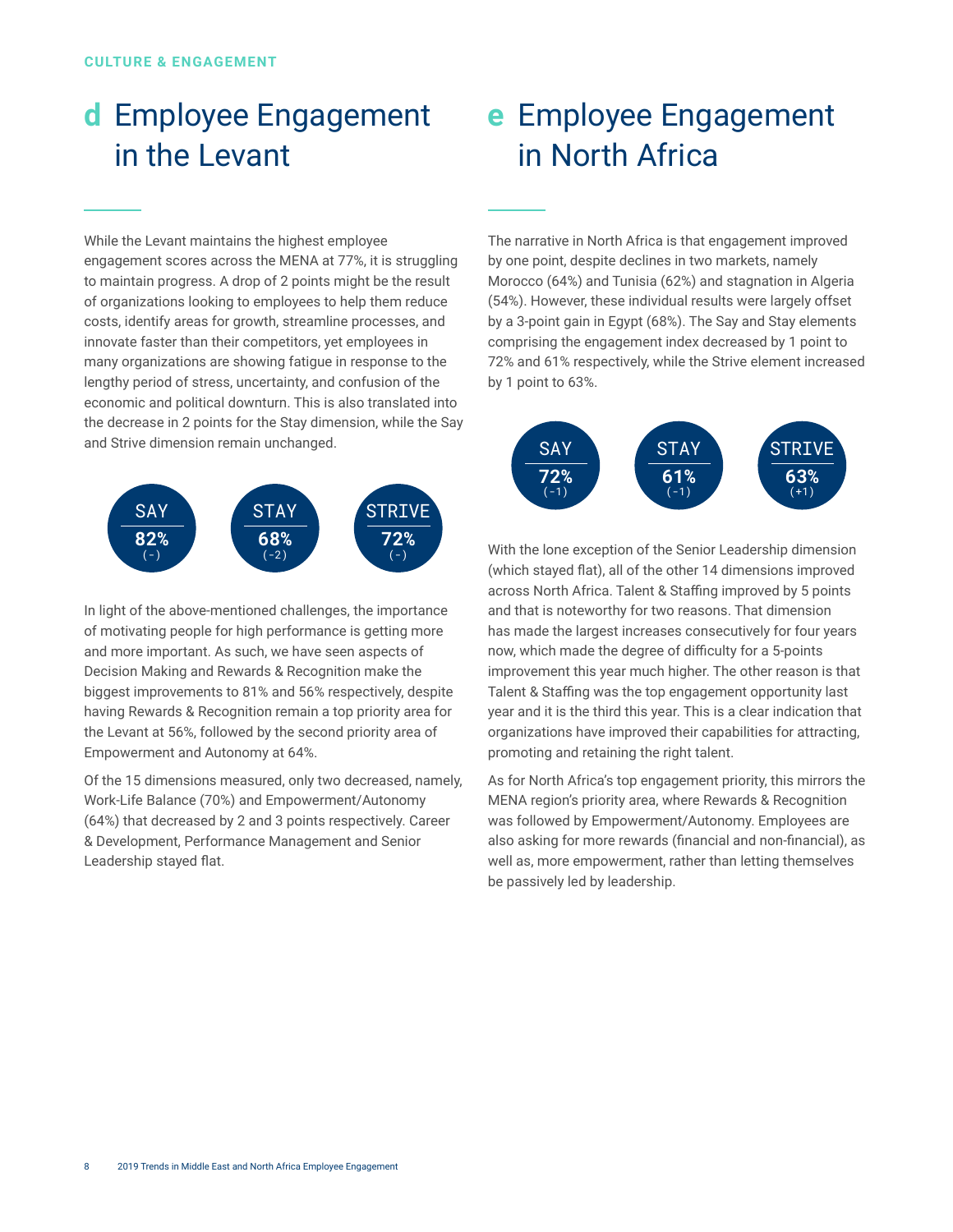CULTURE & ENGAGEMENT

## d Employee Engagement in the Levant

While the Levant maintains the highest employee engagement scores across the MENA at 77%, it is struggling to maintain progress. A drop of 2 points might be the result of organizations looking to employees to help them reduce costs, identify areas for growth, streamline processes, and innovate faster than their competitors, yet employees in many organizations are showing fatigue in response to the lengthy period of stress, uncertainty, and confusion of the economic and political downturn. This is also translated into the decrease in 2 points for the Stay dimension, while the Say and Strive dimension remain unchanged.

| SAY | STAY | STRIVE |
| --- | --- | --- |
| 82% (-) | 68% (-2) | 72% (-) |

In light of the above-mentioned challenges, the importance of motivating people for high performance is getting more and more important. As such, we have seen aspects of Decision Making and Rewards & Recognition make the biggest improvements to 81% and 56% respectively, despite having Rewards & Recognition remain a top priority area for the Levant at 56%, followed by the second priority area of Empowerment and Autonomy at 64%.

Of the 15 dimensions measured, only two decreased, namely, Work-Life Balance (70%) and Empowerment/Autonomy (64%) that decreased by 2 and 3 points respectively. Career & Development, Performance Management and Senior Leadership stayed flat.

## e Employee Engagement in North Africa

The narrative in North Africa is that engagement improved by one point, despite declines in two markets, namely Morocco (64%) and Tunisia (62%) and stagnation in Algeria (54%). However, these individual results were largely offset by a 3-point gain in Egypt (68%). The Say and Stay elements comprising the engagement index decreased by 1 point to 72% and 61% respectively, while the Strive element increased by 1 point to 63%.

| SAY | STAY | STRIVE |
| --- | --- | --- |
| 72% (-1) | 61% (-1) | 63% (+1) |

With the lone exception of the Senior Leadership dimension (which stayed flat), all of the other 14 dimensions improved across North Africa. Talent & Staffing improved by 5 points and that is noteworthy for two reasons. That dimension has made the largest increases consecutively for four years now, which made the degree of difficulty for a 5-points improvement this year much higher. The other reason is that Talent & Staffing was the top engagement opportunity last year and it is the third this year. This is a clear indication that organizations have improved their capabilities for attracting, promoting and retaining the right talent.

As for North Africa's top engagement priority, this mirrors the MENA region's priority area, where Rewards & Recognition was followed by Empowerment/Autonomy. Employees are also asking for more rewards (financial and non-financial), as well as, more empowerment, rather than letting themselves be passively led by leadership.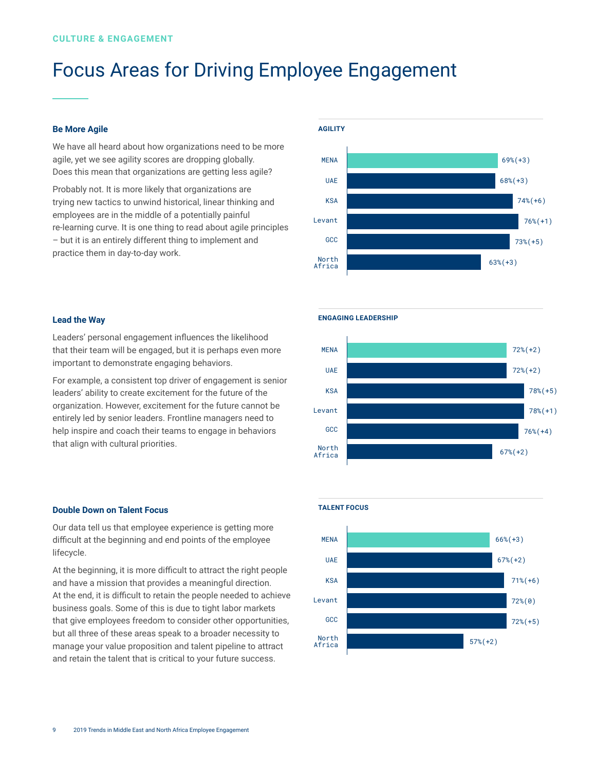CULTURE & ENGAGEMENT

# Focus Areas for Driving Employee Engagement

### Be More Agile

We have all heard about how organizations need to be more agile, yet we see agility scores are dropping globally. Does this mean that organizations are getting less agile?

Probably not. It is more likely that organizations are trying new tactics to unwind historical, linear thinking and employees are in the middle of a potentially painful re-learning curve. It is one thing to read about agile principles – but it is an entirely different thing to implement and practice them in day-to-day work.

**AGILITY**

| Region | Score |
|---|---|
| MENA | 69%(+3) |
| UAE | 68%(+3) |
| KSA | 74%(+6) |
| Levant | 76%(+1) |
| GCC | 73%(+5) |
| North Africa | 63%(+3) |

### Lead the Way

Leaders' personal engagement influences the likelihood that their team will be engaged, but it is perhaps even more important to demonstrate engaging behaviors.

For example, a consistent top driver of engagement is senior leaders' ability to create excitement for the future of the organization. However, excitement for the future cannot be entirely led by senior leaders. Frontline managers need to help inspire and coach their teams to engage in behaviors that align with cultural priorities.

**ENGAGING LEADERSHIP**

| Region | Score |
|---|---|
| MENA | 72%(+2) |
| UAE | 72%(+2) |
| KSA | 78%(+5) |
| Levant | 78%(+1) |
| GCC | 76%(+4) |
| North Africa | 67%(+2) |

### Double Down on Talent Focus

Our data tell us that employee experience is getting more difficult at the beginning and end points of the employee lifecycle.

At the beginning, it is more difficult to attract the right people and have a mission that provides a meaningful direction. At the end, it is difficult to retain the people needed to achieve business goals. Some of this is due to tight labor markets that give employees freedom to consider other opportunities, but all three of these areas speak to a broader necessity to manage your value proposition and talent pipeline to attract and retain the talent that is critical to your future success.

**TALENT FOCUS**

| Region | Score |
|---|---|
| MENA | 66%(+3) |
| UAE | 67%(+2) |
| KSA | 71%(+6) |
| Levant | 72%(0) |
| GCC | 72%(+5) |
| North Africa | 57%(+2) |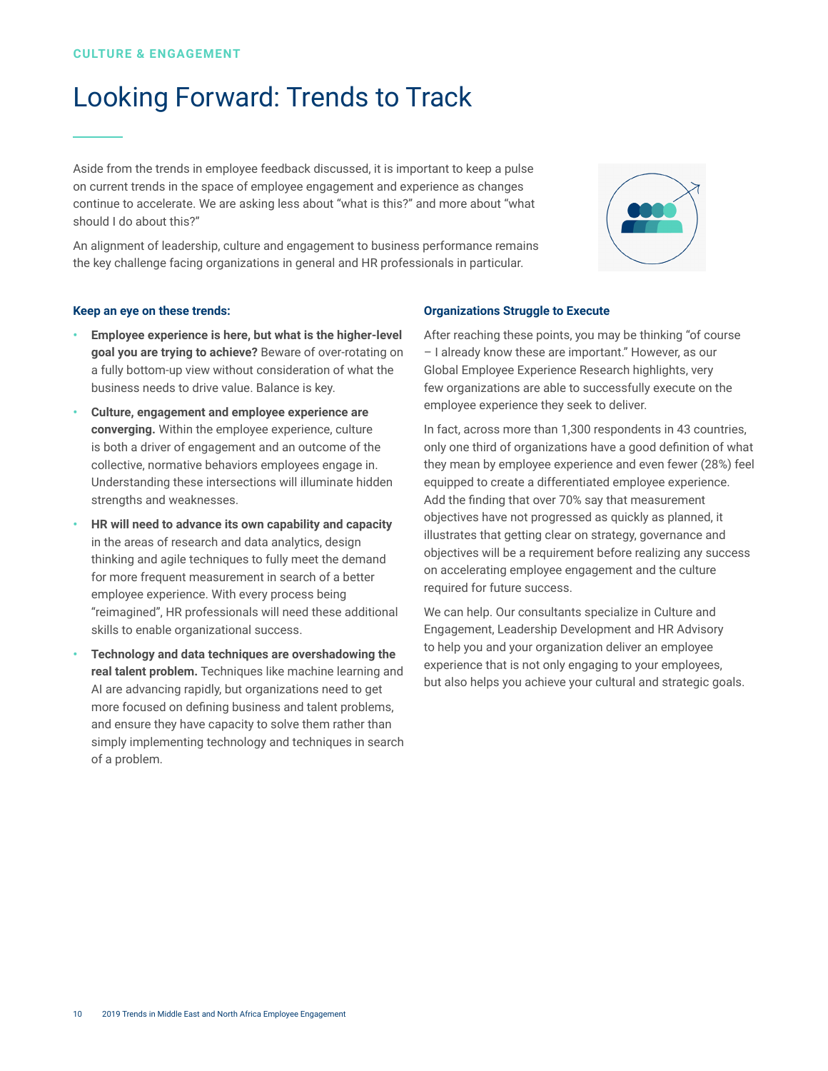CULTURE & ENGAGEMENT

# Looking Forward: Trends to Track

Aside from the trends in employee feedback discussed, it is important to keep a pulse on current trends in the space of employee engagement and experience as changes continue to accelerate. We are asking less about "what is this?" and more about "what should I do about this?"

An alignment of leadership, culture and engagement to business performance remains the key challenge facing organizations in general and HR professionals in particular.

### Keep an eye on these trends:

- **Employee experience is here, but what is the higher-level goal you are trying to achieve?** Beware of over-rotating on a fully bottom-up view without consideration of what the business needs to drive value. Balance is key.
- **Culture, engagement and employee experience are converging.** Within the employee experience, culture is both a driver of engagement and an outcome of the collective, normative behaviors employees engage in. Understanding these intersections will illuminate hidden strengths and weaknesses.
- **HR will need to advance its own capability and capacity** in the areas of research and data analytics, design thinking and agile techniques to fully meet the demand for more frequent measurement in search of a better employee experience. With every process being "reimagined", HR professionals will need these additional skills to enable organizational success.
- **Technology and data techniques are overshadowing the real talent problem.** Techniques like machine learning and AI are advancing rapidly, but organizations need to get more focused on defining business and talent problems, and ensure they have capacity to solve them rather than simply implementing technology and techniques in search of a problem.

### Organizations Struggle to Execute

After reaching these points, you may be thinking "of course – I already know these are important." However, as our Global Employee Experience Research highlights, very few organizations are able to successfully execute on the employee experience they seek to deliver.

In fact, across more than 1,300 respondents in 43 countries, only one third of organizations have a good definition of what they mean by employee experience and even fewer (28%) feel equipped to create a differentiated employee experience. Add the finding that over 70% say that measurement objectives have not progressed as quickly as planned, it illustrates that getting clear on strategy, governance and objectives will be a requirement before realizing any success on accelerating employee engagement and the culture required for future success.

We can help. Our consultants specialize in Culture and Engagement, Leadership Development and HR Advisory to help you and your organization deliver an employee experience that is not only engaging to your employees, but also helps you achieve your cultural and strategic goals.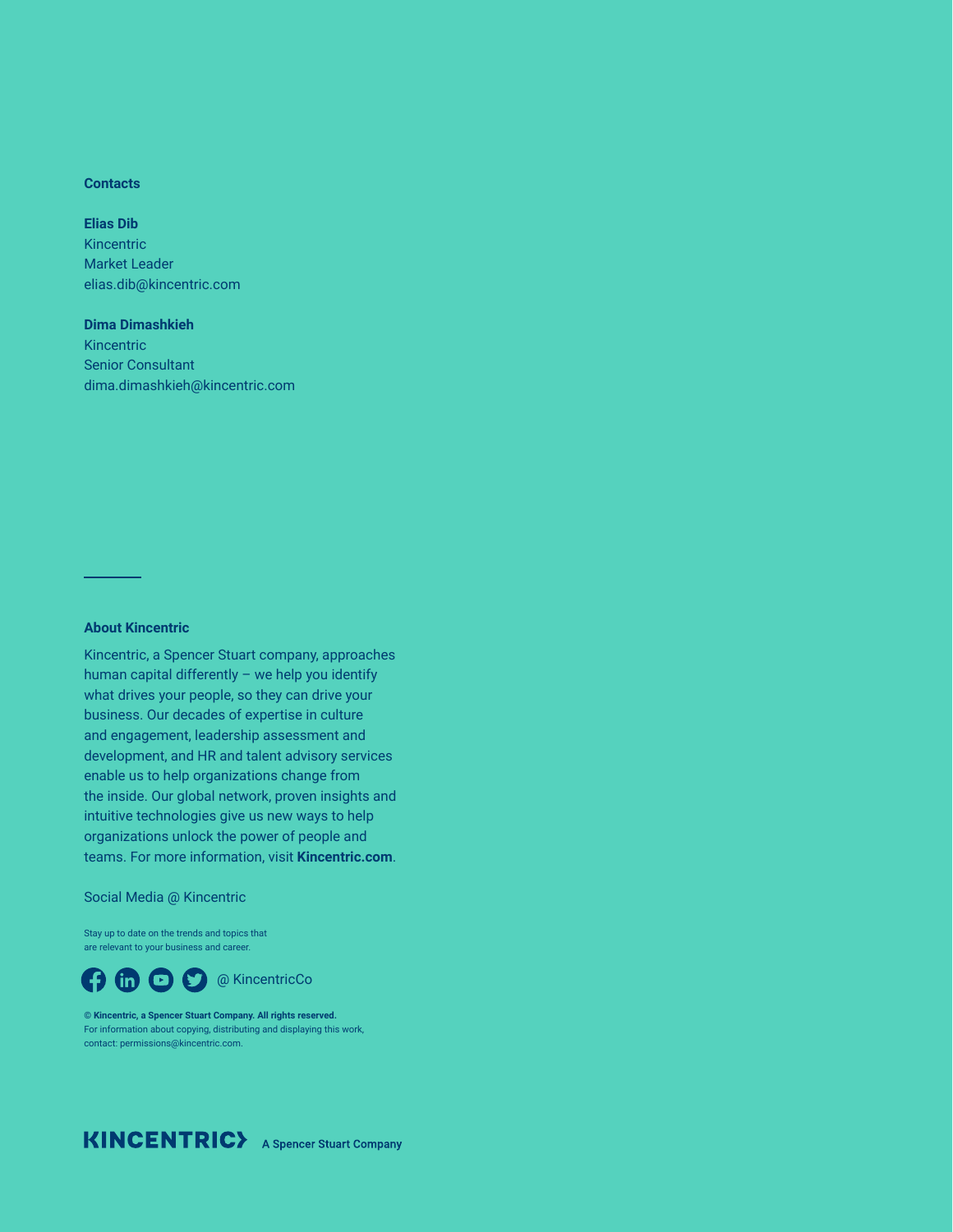**Contacts**

**Elias Dib**
Kincentric
Market Leader
elias.dib@kincentric.com

**Dima Dimashkieh**
Kincentric
Senior Consultant
dima.dimashkieh@kincentric.com

## About Kincentric

Kincentric, a Spencer Stuart company, approaches human capital differently – we help you identify what drives your people, so they can drive your business. Our decades of expertise in culture and engagement, leadership assessment and development, and HR and talent advisory services enable us to help organizations change from the inside. Our global network, proven insights and intuitive technologies give us new ways to help organizations unlock the power of people and teams. For more information, visit **Kincentric.com**.

Social Media @ Kincentric

Stay up to date on the trends and topics that are relevant to your business and career.

@ KincentricCo

**© Kincentric, a Spencer Stuart Company. All rights reserved.**
For information about copying, distributing and displaying this work, contact: permissions@kincentric.com.

KINCENTRIC **A Spencer Stuart Company**